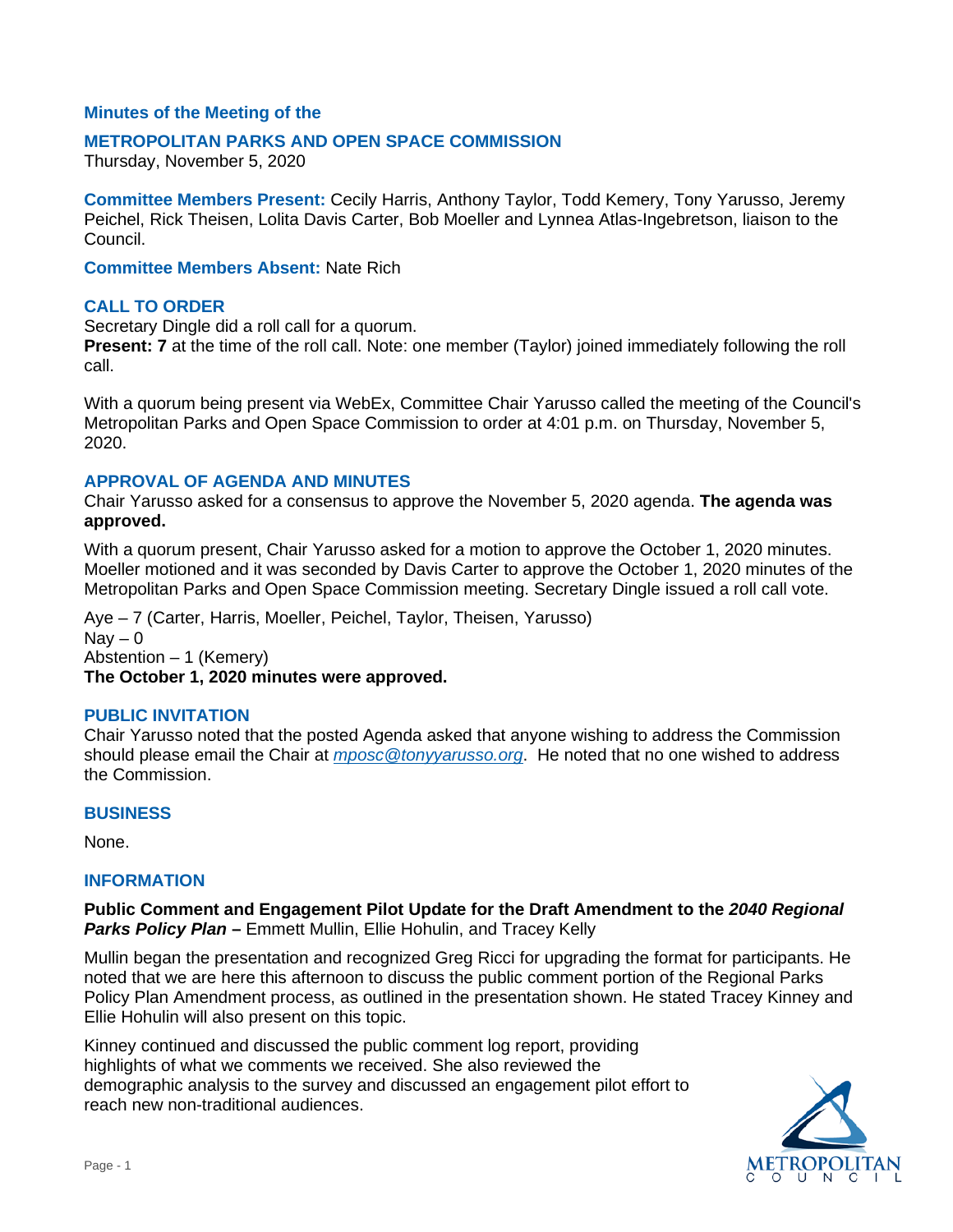**Minutes of the Meeting of the**

# METROPOLITAN PARKS AND OPEN SPACE COMMISSION

Thursday, November 5, 2020

**Committee Members Present:** Cecily Harris, Anthony Taylor, Todd Kemery, Tony Yarusso, Jeremy Peichel, Rick Theisen, Lolita Davis Carter, Bob Moeller and Lynnea Atlas-Ingebretson, liaison to the Council.

**Committee Members Absent:** Nate Rich

## CALL TO ORDER

Secretary Dingle did a roll call for a quorum.
**Present: 7** at the time of the roll call. Note: one member (Taylor) joined immediately following the roll call.

With a quorum being present via WebEx, Committee Chair Yarusso called the meeting of the Council's Metropolitan Parks and Open Space Commission to order at 4:01 p.m. on Thursday, November 5, 2020.

## APPROVAL OF AGENDA AND MINUTES

Chair Yarusso asked for a consensus to approve the November 5, 2020 agenda. **The agenda was approved.**

With a quorum present, Chair Yarusso asked for a motion to approve the October 1, 2020 minutes. Moeller motioned and it was seconded by Davis Carter to approve the October 1, 2020 minutes of the Metropolitan Parks and Open Space Commission meeting. Secretary Dingle issued a roll call vote.

Aye – 7 (Carter, Harris, Moeller, Peichel, Taylor, Theisen, Yarusso)
Nay – 0
Abstention – 1 (Kemery)
**The October 1, 2020 minutes were approved.**

## PUBLIC INVITATION

Chair Yarusso noted that the posted Agenda asked that anyone wishing to address the Commission should please email the Chair at *mposc@tonyyarusso.org*. He noted that no one wished to address the Commission.

## BUSINESS

None.

## INFORMATION

**Public Comment and Engagement Pilot Update for the Draft Amendment to the *2040 Regional Parks Policy Plan* –** Emmett Mullin, Ellie Hohulin, and Tracey Kelly

Mullin began the presentation and recognized Greg Ricci for upgrading the format for participants. He noted that we are here this afternoon to discuss the public comment portion of the Regional Parks Policy Plan Amendment process, as outlined in the presentation shown. He stated Tracey Kinney and Ellie Hohulin will also present on this topic.

Kinney continued and discussed the public comment log report, providing highlights of what we comments we received. She also reviewed the demographic analysis to the survey and discussed an engagement pilot effort to reach new non-traditional audiences.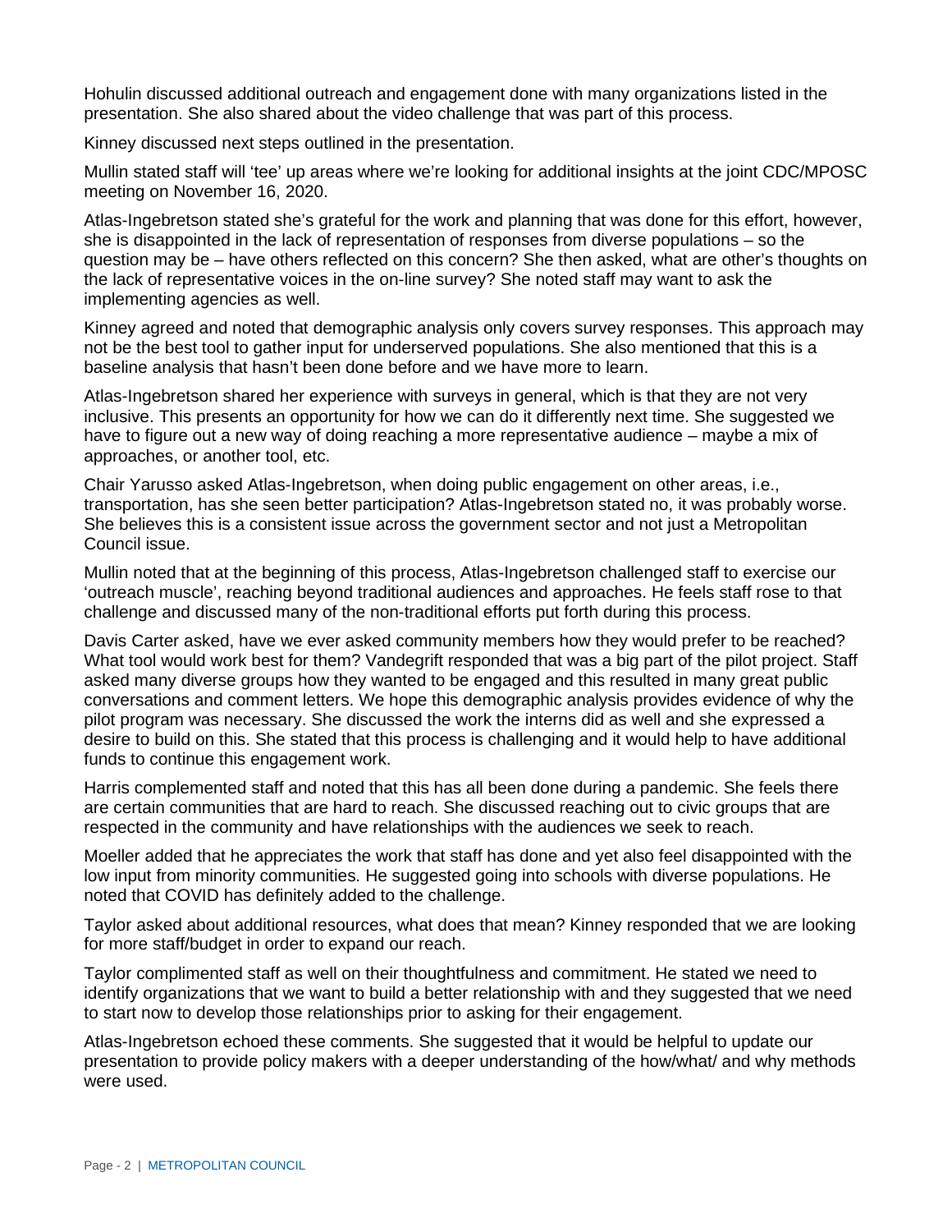Hohulin discussed additional outreach and engagement done with many organizations listed in the presentation. She also shared about the video challenge that was part of this process.

Kinney discussed next steps outlined in the presentation.

Mullin stated staff will 'tee' up areas where we're looking for additional insights at the joint CDC/MPOSC meeting on November 16, 2020.

Atlas-Ingebretson stated she's grateful for the work and planning that was done for this effort, however, she is disappointed in the lack of representation of responses from diverse populations – so the question may be – have others reflected on this concern? She then asked, what are other's thoughts on the lack of representative voices in the on-line survey? She noted staff may want to ask the implementing agencies as well.

Kinney agreed and noted that demographic analysis only covers survey responses. This approach may not be the best tool to gather input for underserved populations. She also mentioned that this is a baseline analysis that hasn't been done before and we have more to learn.

Atlas-Ingebretson shared her experience with surveys in general, which is that they are not very inclusive. This presents an opportunity for how we can do it differently next time. She suggested we have to figure out a new way of doing reaching a more representative audience – maybe a mix of approaches, or another tool, etc.

Chair Yarusso asked Atlas-Ingebretson, when doing public engagement on other areas, i.e., transportation, has she seen better participation? Atlas-Ingebretson stated no, it was probably worse. She believes this is a consistent issue across the government sector and not just a Metropolitan Council issue.

Mullin noted that at the beginning of this process, Atlas-Ingebretson challenged staff to exercise our 'outreach muscle', reaching beyond traditional audiences and approaches. He feels staff rose to that challenge and discussed many of the non-traditional efforts put forth during this process.

Davis Carter asked, have we ever asked community members how they would prefer to be reached? What tool would work best for them? Vandegrift responded that was a big part of the pilot project. Staff asked many diverse groups how they wanted to be engaged and this resulted in many great public conversations and comment letters. We hope this demographic analysis provides evidence of why the pilot program was necessary. She discussed the work the interns did as well and she expressed a desire to build on this. She stated that this process is challenging and it would help to have additional funds to continue this engagement work.

Harris complemented staff and noted that this has all been done during a pandemic. She feels there are certain communities that are hard to reach. She discussed reaching out to civic groups that are respected in the community and have relationships with the audiences we seek to reach.

Moeller added that he appreciates the work that staff has done and yet also feel disappointed with the low input from minority communities. He suggested going into schools with diverse populations. He noted that COVID has definitely added to the challenge.

Taylor asked about additional resources, what does that mean? Kinney responded that we are looking for more staff/budget in order to expand our reach.

Taylor complimented staff as well on their thoughtfulness and commitment. He stated we need to identify organizations that we want to build a better relationship with and they suggested that we need to start now to develop those relationships prior to asking for their engagement.

Atlas-Ingebretson echoed these comments. She suggested that it would be helpful to update our presentation to provide policy makers with a deeper understanding of the how/what/ and why methods were used.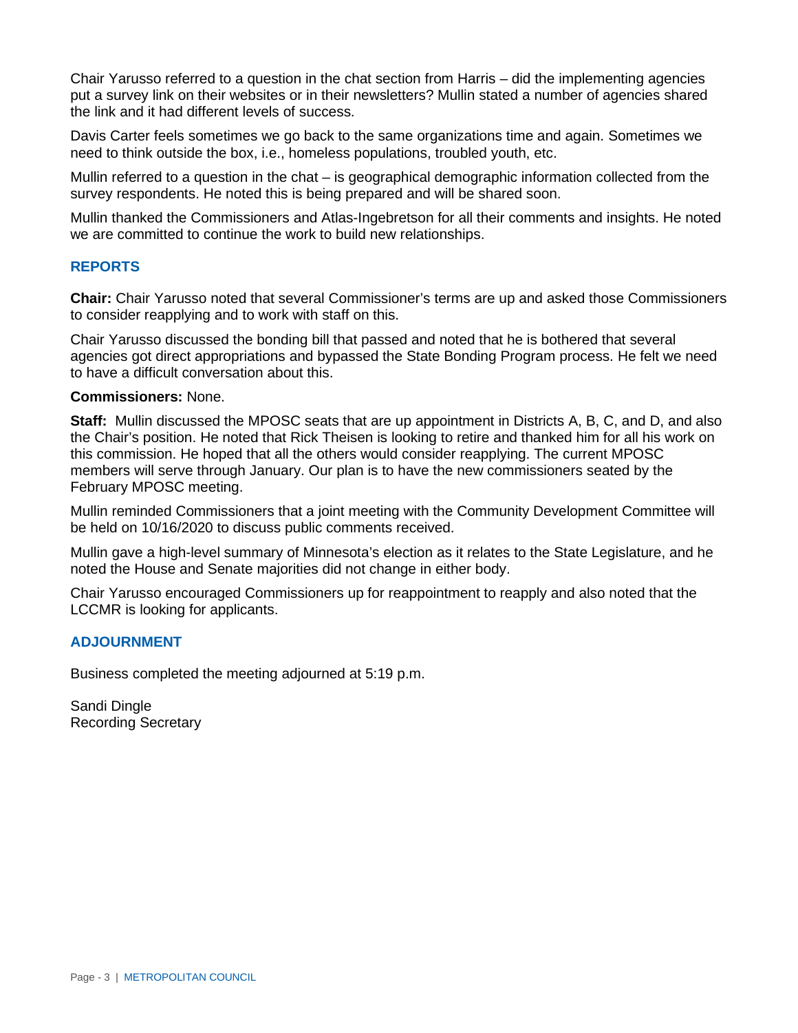Chair Yarusso referred to a question in the chat section from Harris – did the implementing agencies put a survey link on their websites or in their newsletters? Mullin stated a number of agencies shared the link and it had different levels of success.

Davis Carter feels sometimes we go back to the same organizations time and again. Sometimes we need to think outside the box, i.e., homeless populations, troubled youth, etc.

Mullin referred to a question in the chat – is geographical demographic information collected from the survey respondents. He noted this is being prepared and will be shared soon.

Mullin thanked the Commissioners and Atlas-Ingebretson for all their comments and insights. He noted we are committed to continue the work to build new relationships.

## REPORTS

**Chair:** Chair Yarusso noted that several Commissioner's terms are up and asked those Commissioners to consider reapplying and to work with staff on this.

Chair Yarusso discussed the bonding bill that passed and noted that he is bothered that several agencies got direct appropriations and bypassed the State Bonding Program process. He felt we need to have a difficult conversation about this.

**Commissioners:** None.

**Staff:** Mullin discussed the MPOSC seats that are up appointment in Districts A, B, C, and D, and also the Chair's position. He noted that Rick Theisen is looking to retire and thanked him for all his work on this commission. He hoped that all the others would consider reapplying. The current MPOSC members will serve through January. Our plan is to have the new commissioners seated by the February MPOSC meeting.

Mullin reminded Commissioners that a joint meeting with the Community Development Committee will be held on 10/16/2020 to discuss public comments received.

Mullin gave a high-level summary of Minnesota's election as it relates to the State Legislature, and he noted the House and Senate majorities did not change in either body.

Chair Yarusso encouraged Commissioners up for reappointment to reapply and also noted that the LCCMR is looking for applicants.

## ADJOURNMENT

Business completed the meeting adjourned at 5:19 p.m.

Sandi Dingle
Recording Secretary